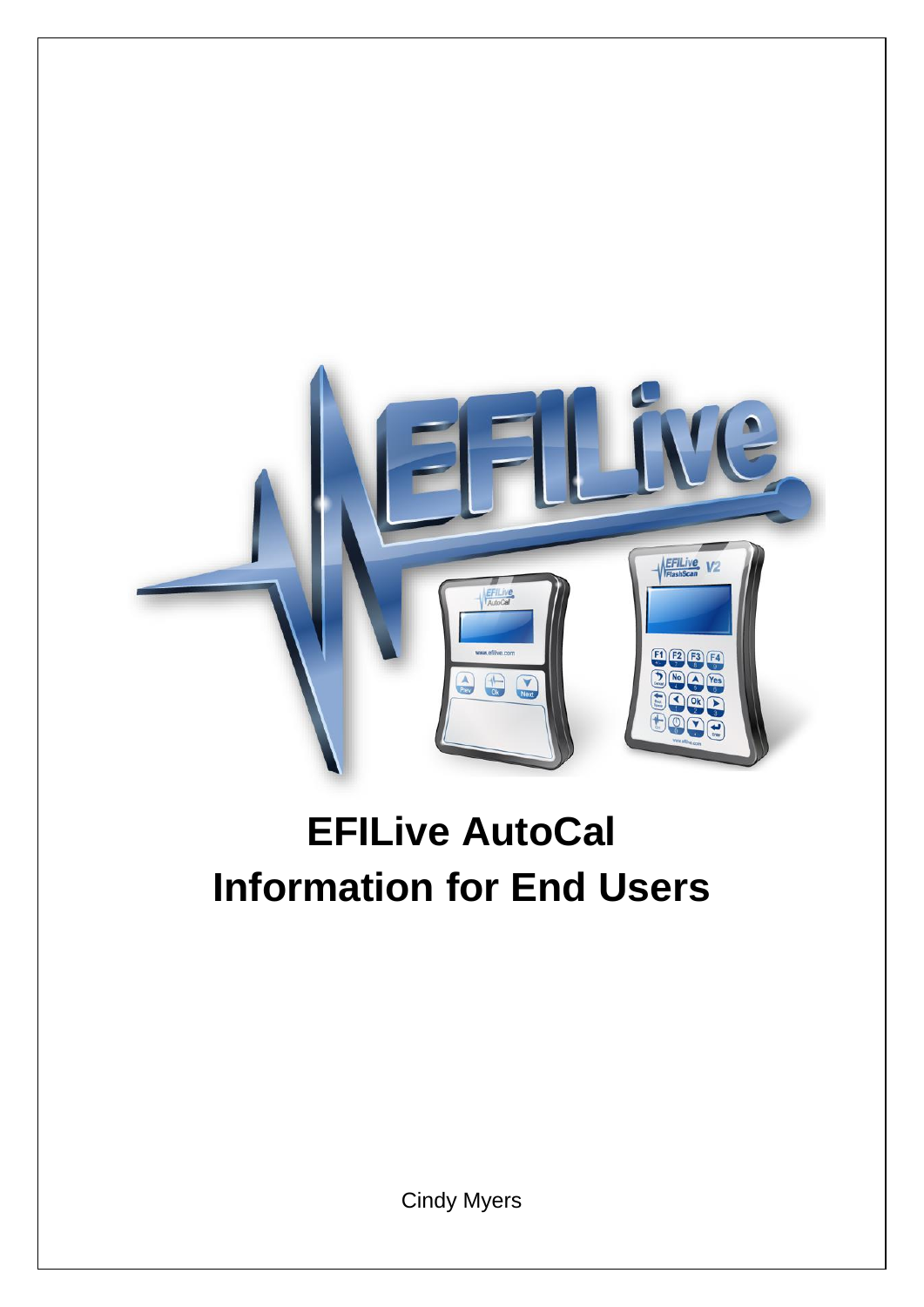# EFILive AutoCal
# Information for End Users

Cindy Myers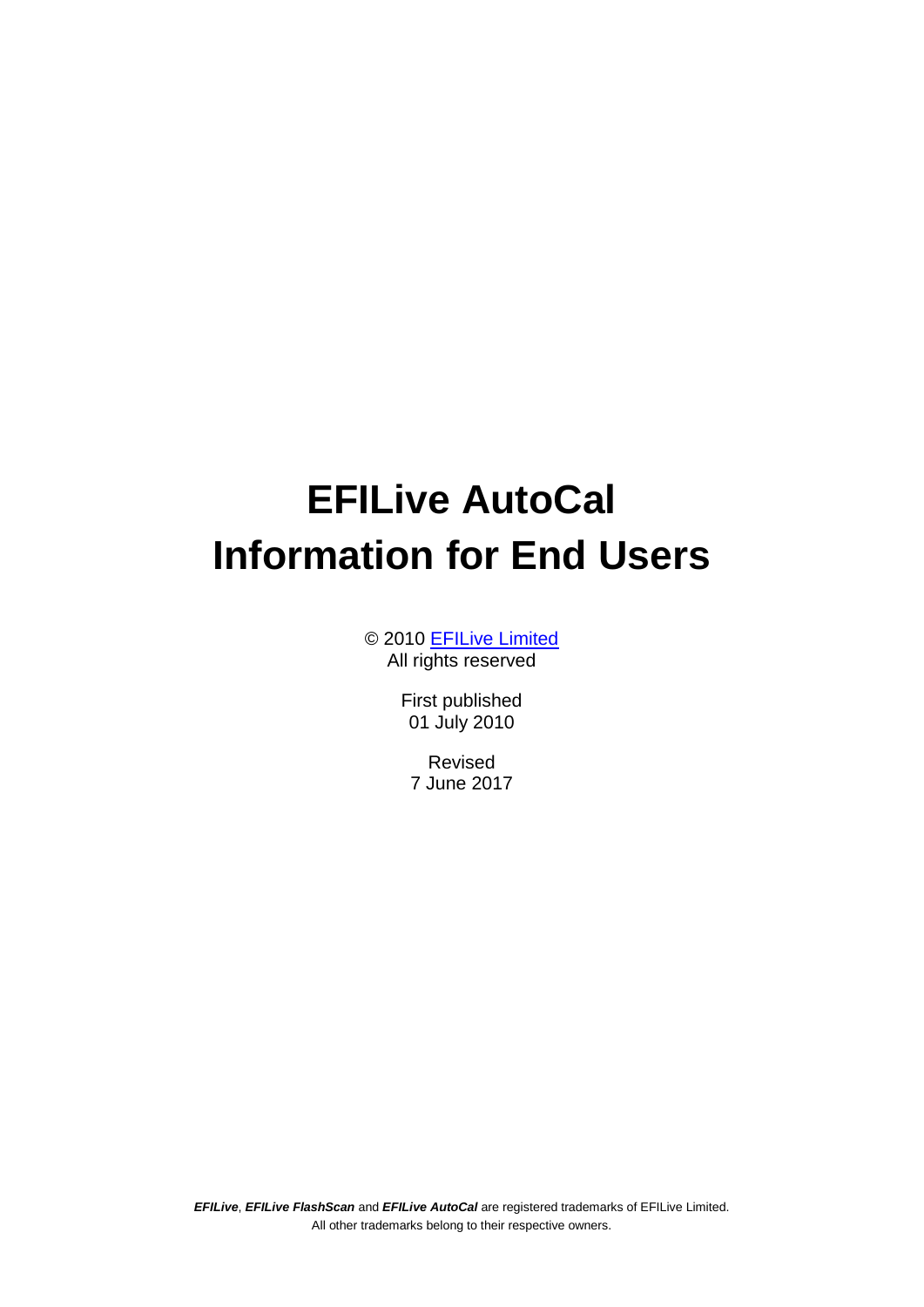# EFILive AutoCal Information for End Users

© 2010 [EFILive Limited](EFILive Limited)
All rights reserved

First published
01 July 2010

Revised
7 June 2017

***EFILive***, ***EFILive FlashScan*** and ***EFILive AutoCal*** are registered trademarks of EFILive Limited.
All other trademarks belong to their respective owners.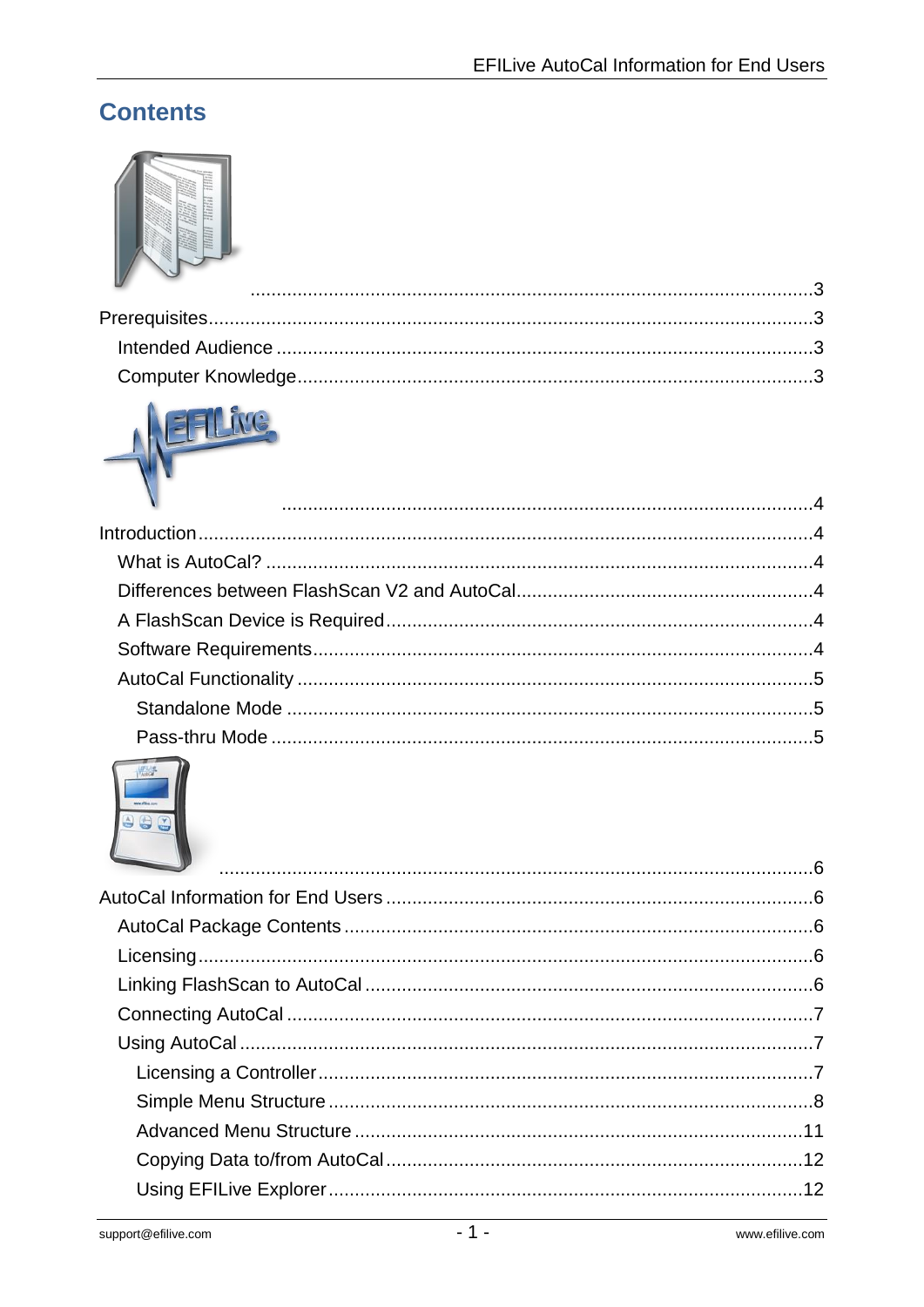## Contents

.......................................................................................................3

Prerequisites.......................................................................................................3

Intended Audience ..........................................................................................3

Computer Knowledge.......................................................................................3

.......................................................................................................4

Introduction.......................................................................................................4

What is AutoCal? ............................................................................................4

Differences between FlashScan V2 and AutoCal............................................4

A FlashScan Device is Required......................................................................4

Software Requirements...................................................................................4

AutoCal Functionality ......................................................................................5

Standalone Mode .........................................................................................5

Pass-thru Mode ............................................................................................5

.......................................................................................................6

AutoCal Information for End Users .......................................................................6

AutoCal Package Contents ..............................................................................6

Licensing.......................................................................................................6

Linking FlashScan to AutoCal ..........................................................................6

Connecting AutoCal ........................................................................................7

Using AutoCal ................................................................................................7

Licensing a Controller..................................................................................7

Simple Menu Structure ................................................................................8

Advanced Menu Structure ...........................................................................11

Copying Data to/from AutoCal......................................................................12

Using EFILive Explorer ...............................................................................12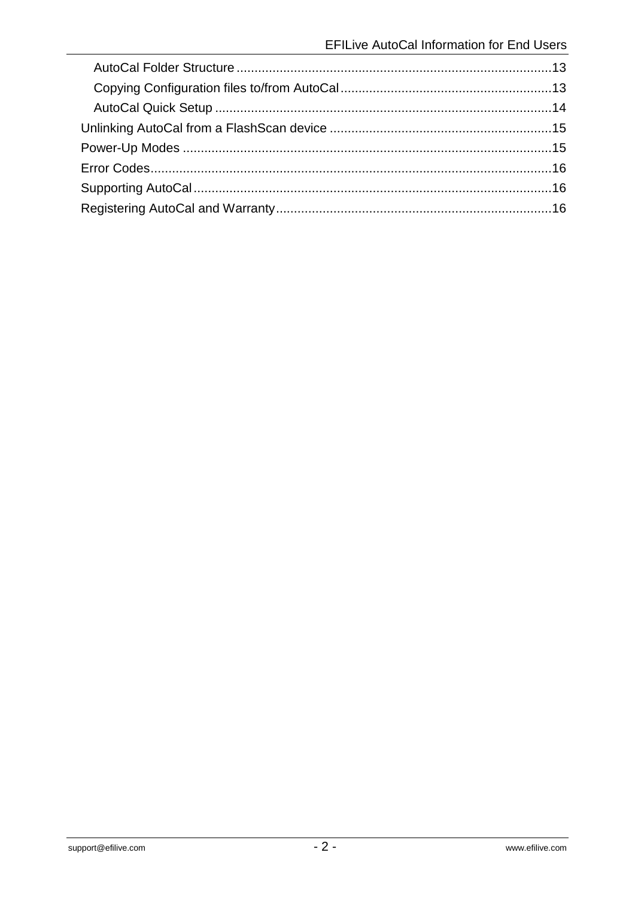- AutoCal Folder Structure ....................................................................................13
- Copying Configuration files to/from AutoCal ..........................................................13
- AutoCal Quick Setup ...........................................................................................14

Unlinking AutoCal from a FlashScan device .............................................................15

Power-Up Modes ......................................................................................................15

Error Codes...............................................................................................................16

Supporting AutoCal ...................................................................................................16

Registering AutoCal and Warranty............................................................................16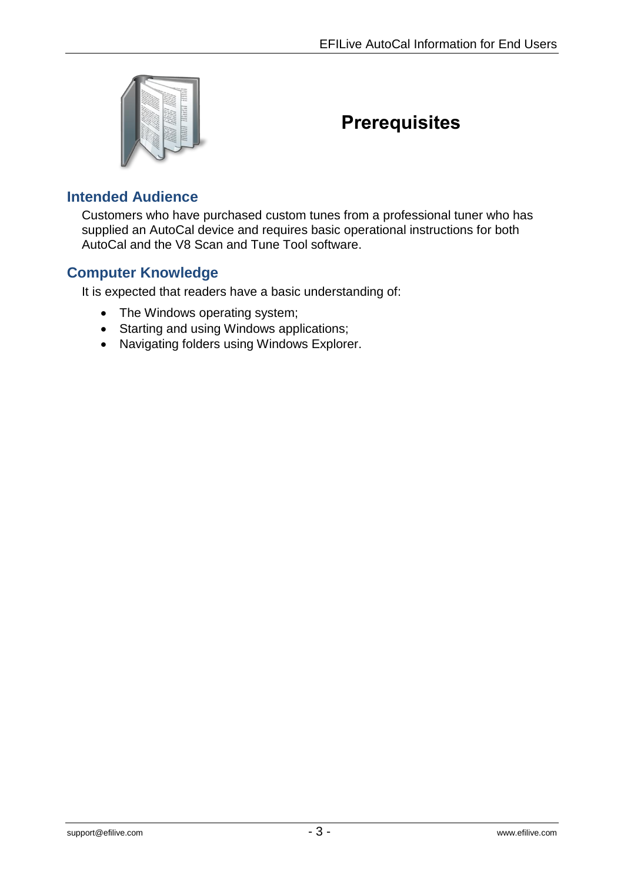# Prerequisites

## Intended Audience

Customers who have purchased custom tunes from a professional tuner who has supplied an AutoCal device and requires basic operational instructions for both AutoCal and the V8 Scan and Tune Tool software.

## Computer Knowledge

It is expected that readers have a basic understanding of:

- The Windows operating system;
- Starting and using Windows applications;
- Navigating folders using Windows Explorer.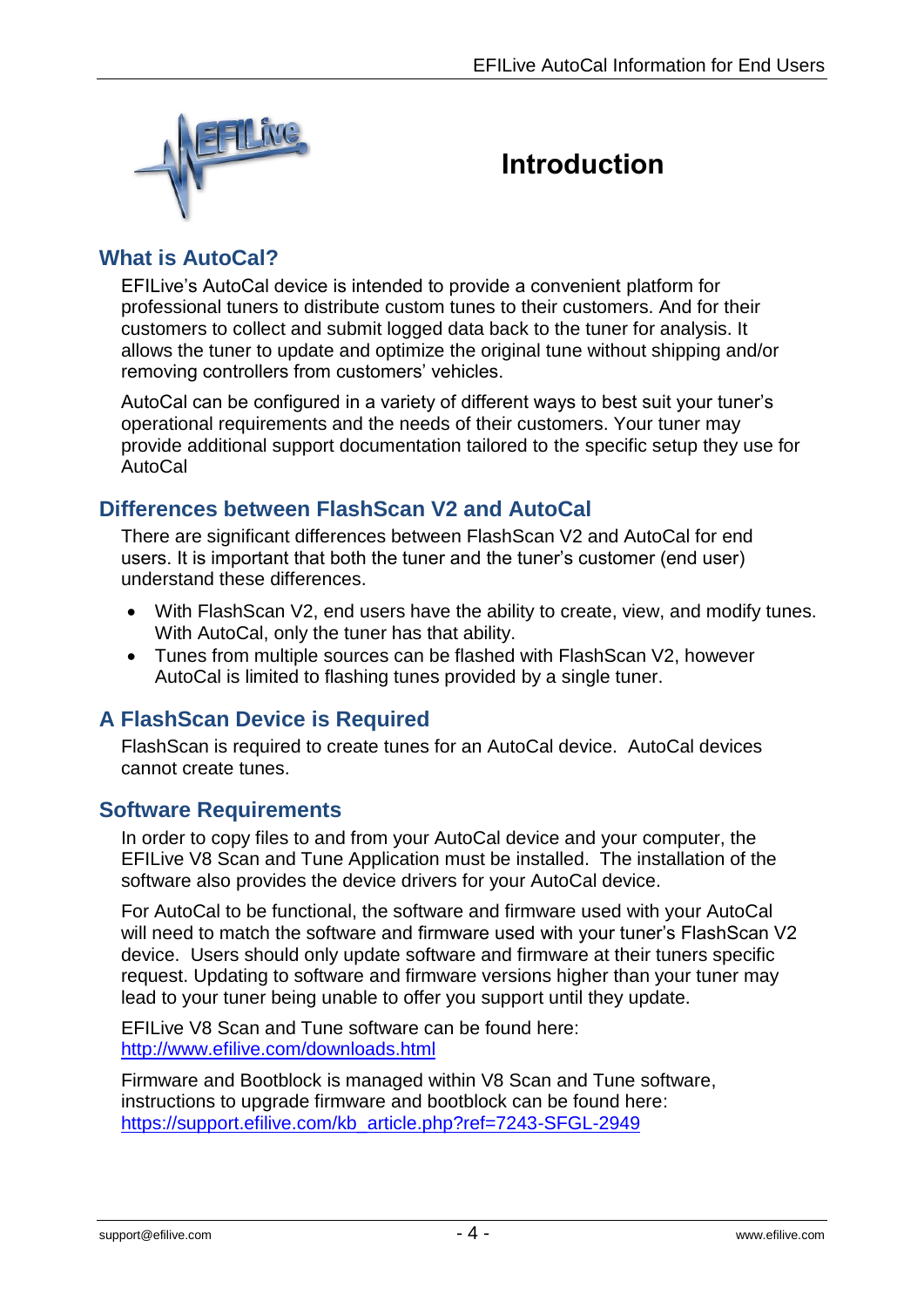# Introduction

## What is AutoCal?

EFILive's AutoCal device is intended to provide a convenient platform for professional tuners to distribute custom tunes to their customers. And for their customers to collect and submit logged data back to the tuner for analysis. It allows the tuner to update and optimize the original tune without shipping and/or removing controllers from customers' vehicles.

AutoCal can be configured in a variety of different ways to best suit your tuner's operational requirements and the needs of their customers. Your tuner may provide additional support documentation tailored to the specific setup they use for AutoCal

## Differences between FlashScan V2 and AutoCal

There are significant differences between FlashScan V2 and AutoCal for end users. It is important that both the tuner and the tuner's customer (end user) understand these differences.

- With FlashScan V2, end users have the ability to create, view, and modify tunes. With AutoCal, only the tuner has that ability.
- Tunes from multiple sources can be flashed with FlashScan V2, however AutoCal is limited to flashing tunes provided by a single tuner.

## A FlashScan Device is Required

FlashScan is required to create tunes for an AutoCal device. AutoCal devices cannot create tunes.

## Software Requirements

In order to copy files to and from your AutoCal device and your computer, the EFILive V8 Scan and Tune Application must be installed. The installation of the software also provides the device drivers for your AutoCal device.

For AutoCal to be functional, the software and firmware used with your AutoCal will need to match the software and firmware used with your tuner's FlashScan V2 device. Users should only update software and firmware at their tuners specific request. Updating to software and firmware versions higher than your tuner may lead to your tuner being unable to offer you support until they update.

EFILive V8 Scan and Tune software can be found here:
http://www.efilive.com/downloads.html

Firmware and Bootblock is managed within V8 Scan and Tune software, instructions to upgrade firmware and bootblock can be found here:
https://support.efilive.com/kb_article.php?ref=7243-SFGL-2949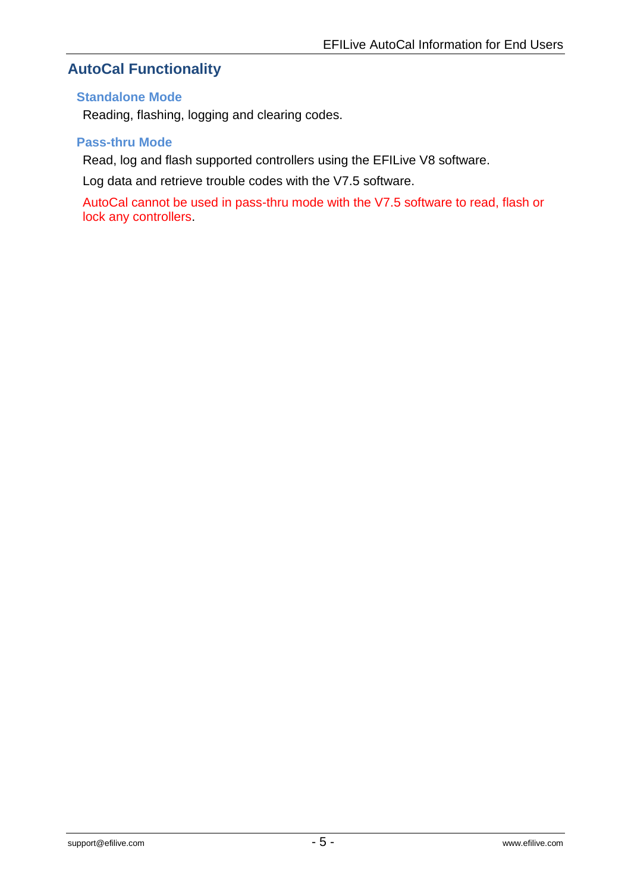## AutoCal Functionality

### Standalone Mode

Reading, flashing, logging and clearing codes.

### Pass-thru Mode

Read, log and flash supported controllers using the EFILive V8 software.

Log data and retrieve trouble codes with the V7.5 software.

AutoCal cannot be used in pass-thru mode with the V7.5 software to read, flash or lock any controllers.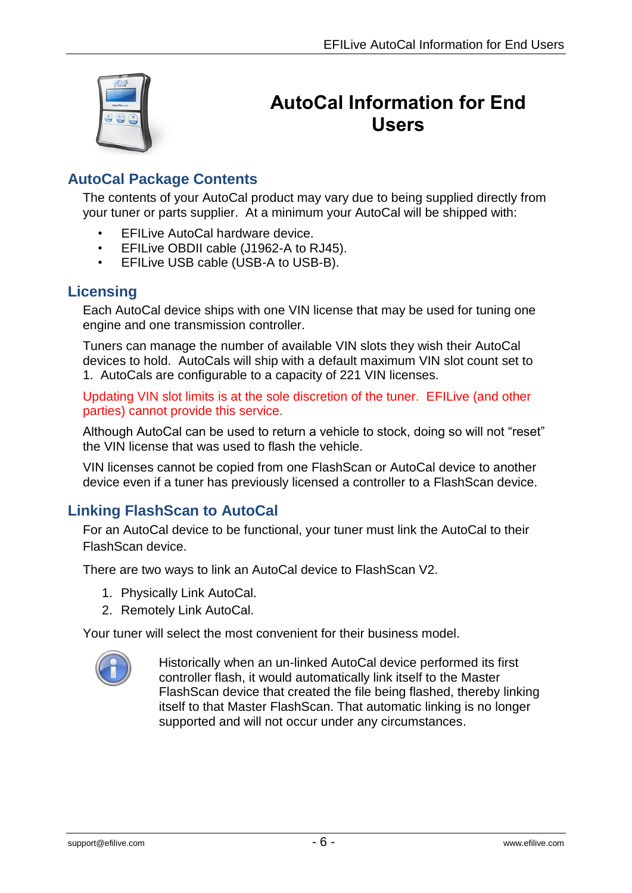# AutoCal Information for End Users

## AutoCal Package Contents

The contents of your AutoCal product may vary due to being supplied directly from your tuner or parts supplier. At a minimum your AutoCal will be shipped with:

- EFILive AutoCal hardware device.
- EFILive OBDII cable (J1962-A to RJ45).
- EFILive USB cable (USB-A to USB-B).

## Licensing

Each AutoCal device ships with one VIN license that may be used for tuning one engine and one transmission controller.

Tuners can manage the number of available VIN slots they wish their AutoCal devices to hold. AutoCals will ship with a default maximum VIN slot count set to 1. AutoCals are configurable to a capacity of 221 VIN licenses.

Updating VIN slot limits is at the sole discretion of the tuner. EFILive (and other parties) cannot provide this service.

Although AutoCal can be used to return a vehicle to stock, doing so will not “reset” the VIN license that was used to flash the vehicle.

VIN licenses cannot be copied from one FlashScan or AutoCal device to another device even if a tuner has previously licensed a controller to a FlashScan device.

## Linking FlashScan to AutoCal

For an AutoCal device to be functional, your tuner must link the AutoCal to their FlashScan device.

There are two ways to link an AutoCal device to FlashScan V2.

1. Physically Link AutoCal.
2. Remotely Link AutoCal.

Your tuner will select the most convenient for their business model.

Historically when an un-linked AutoCal device performed its first controller flash, it would automatically link itself to the Master FlashScan device that created the file being flashed, thereby linking itself to that Master FlashScan. That automatic linking is no longer supported and will not occur under any circumstances.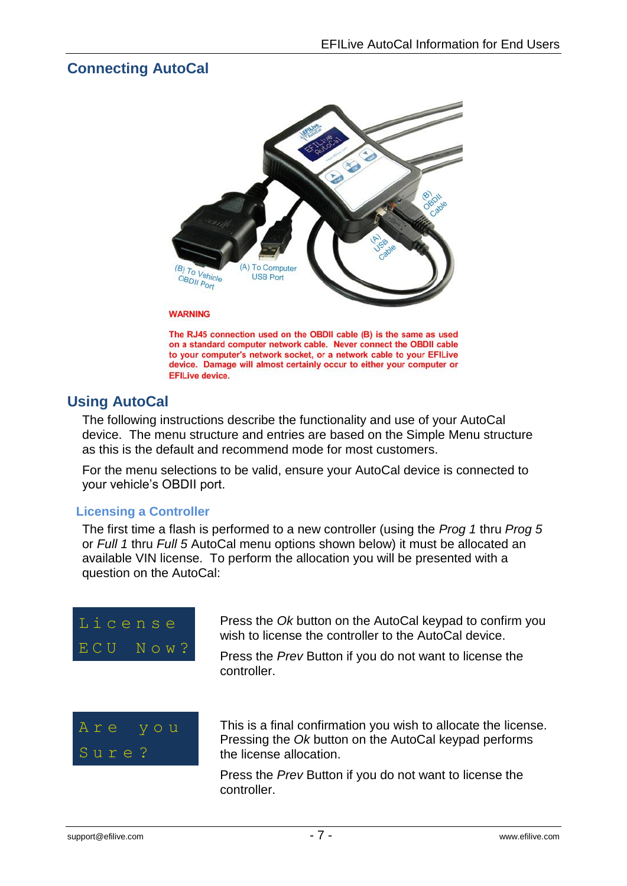## Connecting AutoCal

**WARNING**

**The RJ45 connection used on the OBDII cable (B) is the same as used on a standard computer network cable. Never connect the OBDII cable to your computer's network socket, or a network cable to your EFILive device. Damage will almost certainly occur to either your computer or EFILive device.**

## Using AutoCal

The following instructions describe the functionality and use of your AutoCal device. The menu structure and entries are based on the Simple Menu structure as this is the default and recommend mode for most customers.

For the menu selections to be valid, ensure your AutoCal device is connected to your vehicle's OBDII port.

### Licensing a Controller

The first time a flash is performed to a new controller (using the *Prog 1* thru *Prog 5* or *Full 1* thru *Full 5* AutoCal menu options shown below) it must be allocated an available VIN license. To perform the allocation you will be presented with a question on the AutoCal:

```
License
ECU Now?
```

Press the *Ok* button on the AutoCal keypad to confirm you wish to license the controller to the AutoCal device.

Press the *Prev* Button if you do not want to license the controller.

```
Are you
Sure?
```

This is a final confirmation you wish to allocate the license. Pressing the *Ok* button on the AutoCal keypad performs the license allocation.

Press the *Prev* Button if you do not want to license the controller.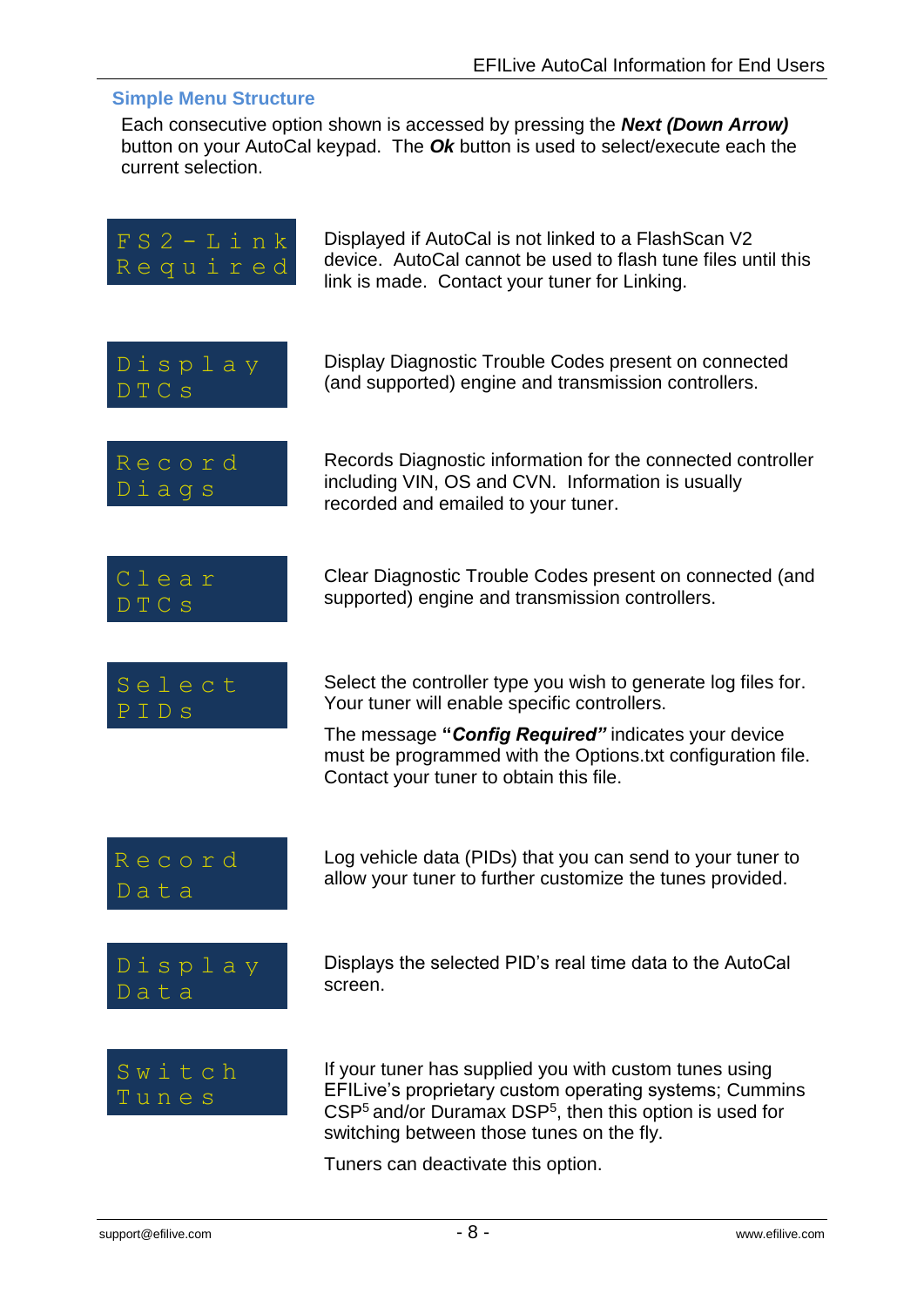## Simple Menu Structure

Each consecutive option shown is accessed by pressing the ***Next (Down Arrow)*** button on your AutoCal keypad. The ***Ok*** button is used to select/execute each the current selection.

| Display | Description |
|---|---|
| FS2-Link Required | Displayed if AutoCal is not linked to a FlashScan V2 device. AutoCal cannot be used to flash tune files until this link is made. Contact your tuner for Linking. |
| Display DTCs | Display Diagnostic Trouble Codes present on connected (and supported) engine and transmission controllers. |
| Record Diags | Records Diagnostic information for the connected controller including VIN, OS and CVN. Information is usually recorded and emailed to your tuner. |
| Clear DTCs | Clear Diagnostic Trouble Codes present on connected (and supported) engine and transmission controllers. |
| Select PIDs | Select the controller type you wish to generate log files for. Your tuner will enable specific controllers.<br><br>The message **"*Config Required*"** indicates your device must be programmed with the Options.txt configuration file. Contact your tuner to obtain this file. |
| Record Data | Log vehicle data (PIDs) that you can send to your tuner to allow your tuner to further customize the tunes provided. |
| Display Data | Displays the selected PID's real time data to the AutoCal screen. |
| Switch Tunes | If your tuner has supplied you with custom tunes using EFILive's proprietary custom operating systems; Cummins CSP5 and/or Duramax DSP5, then this option is used for switching between those tunes on the fly.<br><br>Tuners can deactivate this option. |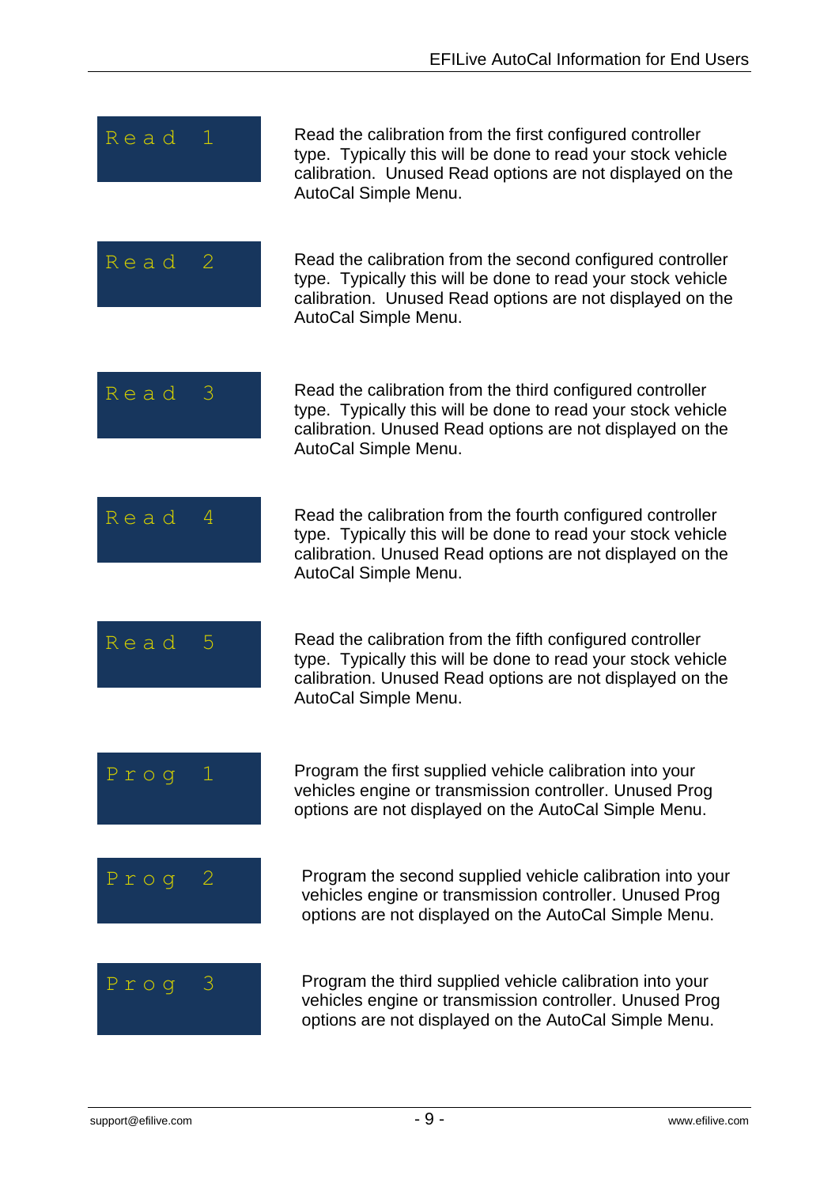| | |
|---|---|
| Read 1 | Read the calibration from the first configured controller type. Typically this will be done to read your stock vehicle calibration. Unused Read options are not displayed on the AutoCal Simple Menu. |
| Read 2 | Read the calibration from the second configured controller type. Typically this will be done to read your stock vehicle calibration. Unused Read options are not displayed on the AutoCal Simple Menu. |
| Read 3 | Read the calibration from the third configured controller type. Typically this will be done to read your stock vehicle calibration. Unused Read options are not displayed on the AutoCal Simple Menu. |
| Read 4 | Read the calibration from the fourth configured controller type. Typically this will be done to read your stock vehicle calibration. Unused Read options are not displayed on the AutoCal Simple Menu. |
| Read 5 | Read the calibration from the fifth configured controller type. Typically this will be done to read your stock vehicle calibration. Unused Read options are not displayed on the AutoCal Simple Menu. |
| Prog 1 | Program the first supplied vehicle calibration into your vehicles engine or transmission controller. Unused Prog options are not displayed on the AutoCal Simple Menu. |
| Prog 2 | Program the second supplied vehicle calibration into your vehicles engine or transmission controller. Unused Prog options are not displayed on the AutoCal Simple Menu. |
| Prog 3 | Program the third supplied vehicle calibration into your vehicles engine or transmission controller. Unused Prog options are not displayed on the AutoCal Simple Menu. |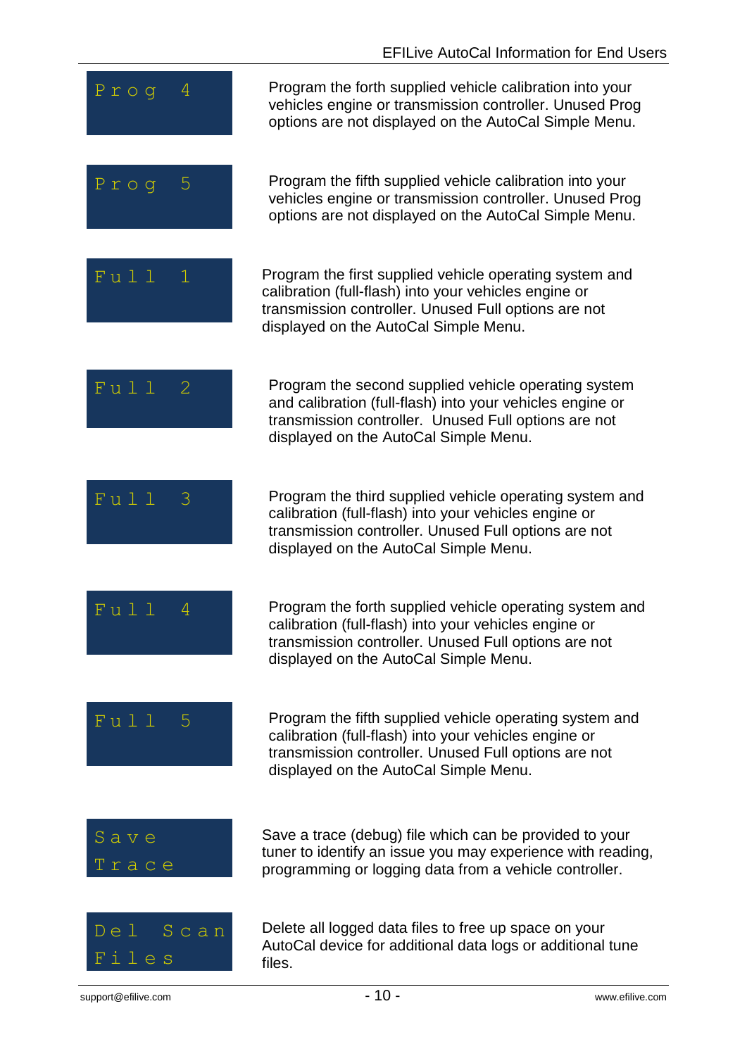| Menu Option | Description |
|---|---|
| Prog 4 | Program the forth supplied vehicle calibration into your vehicles engine or transmission controller. Unused Prog options are not displayed on the AutoCal Simple Menu. |
| Prog 5 | Program the fifth supplied vehicle calibration into your vehicles engine or transmission controller. Unused Prog options are not displayed on the AutoCal Simple Menu. |
| Full 1 | Program the first supplied vehicle operating system and calibration (full-flash) into your vehicles engine or transmission controller. Unused Full options are not displayed on the AutoCal Simple Menu. |
| Full 2 | Program the second supplied vehicle operating system and calibration (full-flash) into your vehicles engine or transmission controller. Unused Full options are not displayed on the AutoCal Simple Menu. |
| Full 3 | Program the third supplied vehicle operating system and calibration (full-flash) into your vehicles engine or transmission controller. Unused Full options are not displayed on the AutoCal Simple Menu. |
| Full 4 | Program the forth supplied vehicle operating system and calibration (full-flash) into your vehicles engine or transmission controller. Unused Full options are not displayed on the AutoCal Simple Menu. |
| Full 5 | Program the fifth supplied vehicle operating system and calibration (full-flash) into your vehicles engine or transmission controller. Unused Full options are not displayed on the AutoCal Simple Menu. |
| Save Trace | Save a trace (debug) file which can be provided to your tuner to identify an issue you may experience with reading, programming or logging data from a vehicle controller. |
| Del Scan Files | Delete all logged data files to free up space on your AutoCal device for additional data logs or additional tune files. |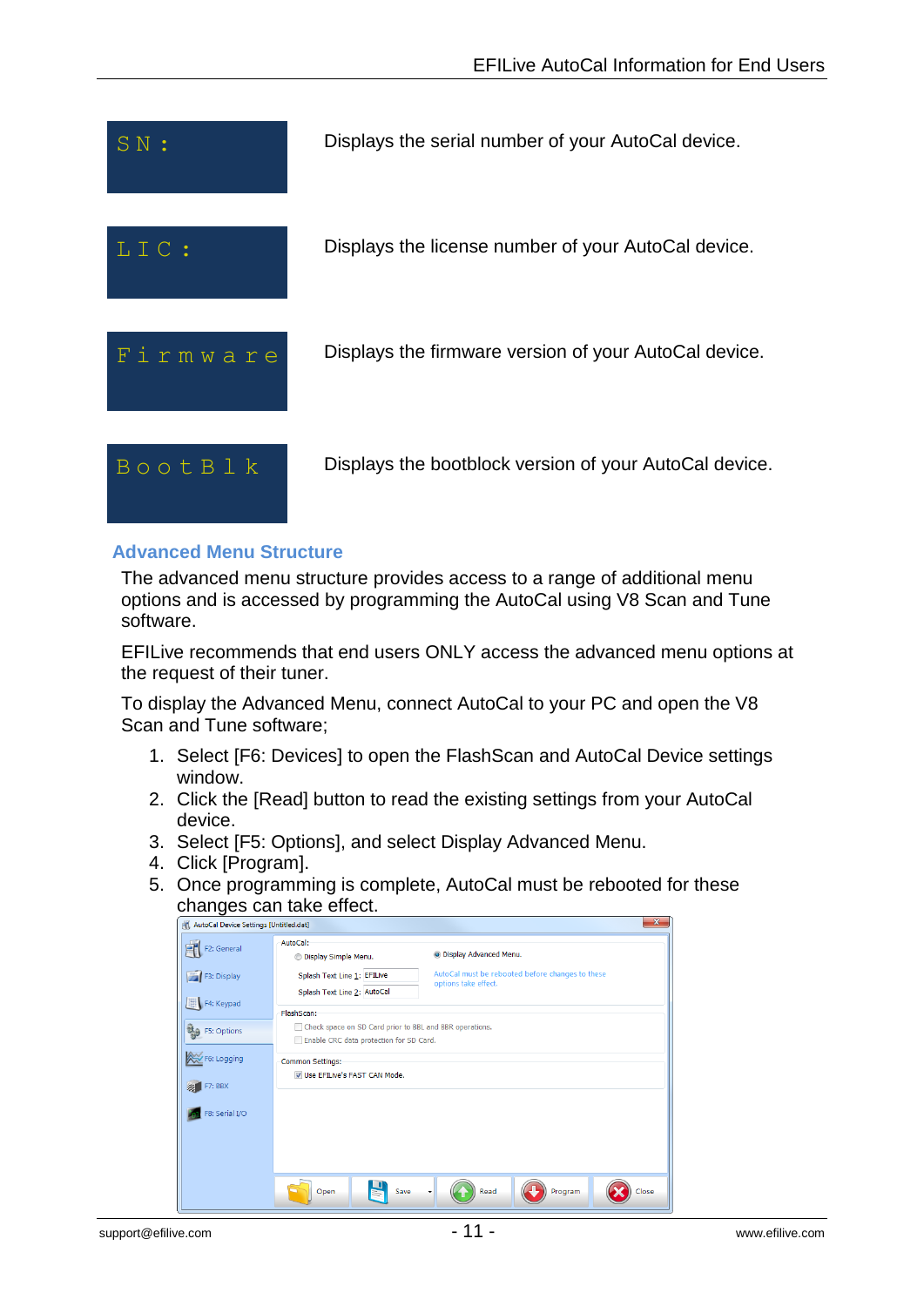| | |
|---|---|
| SN: | Displays the serial number of your AutoCal device. |
| LIC: | Displays the license number of your AutoCal device. |
| Firmware | Displays the firmware version of your AutoCal device. |
| BootBlk | Displays the bootblock version of your AutoCal device. |

## Advanced Menu Structure

The advanced menu structure provides access to a range of additional menu options and is accessed by programming the AutoCal using V8 Scan and Tune software.

EFILive recommends that end users ONLY access the advanced menu options at the request of their tuner.

To display the Advanced Menu, connect AutoCal to your PC and open the V8 Scan and Tune software;

1. Select [F6: Devices] to open the FlashScan and AutoCal Device settings window.
2. Click the [Read] button to read the existing settings from your AutoCal device.
3. Select [F5: Options], and select Display Advanced Menu.
4. Click [Program].
5. Once programming is complete, AutoCal must be rebooted for these changes can take effect.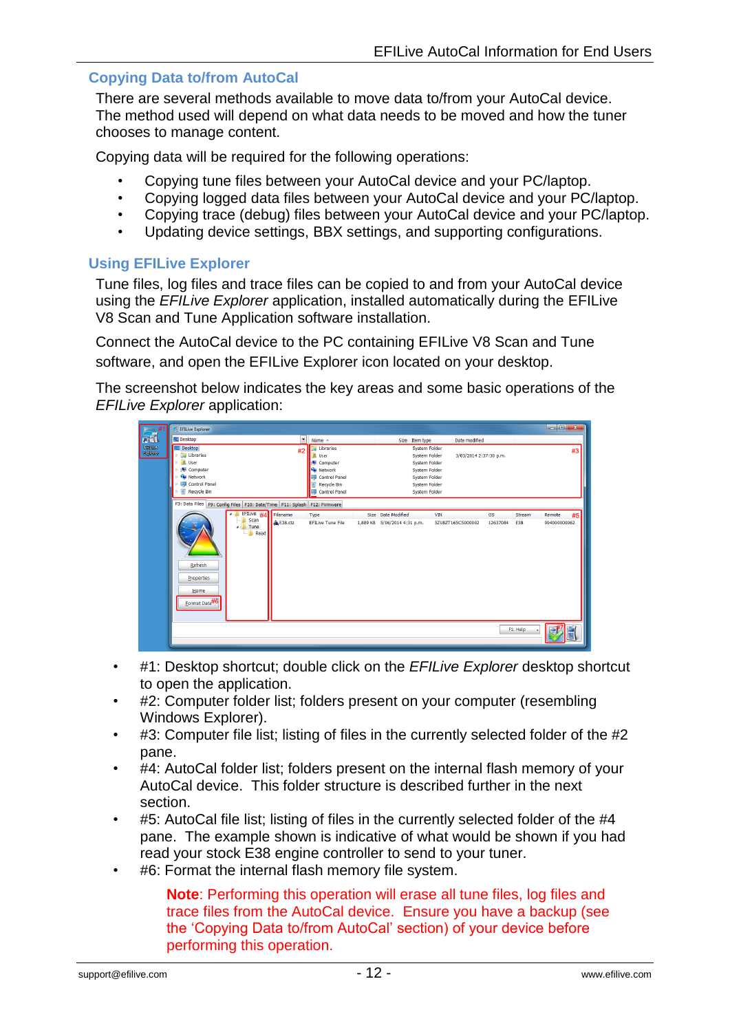## Copying Data to/from AutoCal

There are several methods available to move data to/from your AutoCal device. The method used will depend on what data needs to be moved and how the tuner chooses to manage content.

Copying data will be required for the following operations:

- Copying tune files between your AutoCal device and your PC/laptop.
- Copying logged data files between your AutoCal device and your PC/laptop.
- Copying trace (debug) files between your AutoCal device and your PC/laptop.
- Updating device settings, BBX settings, and supporting configurations.

## Using EFILive Explorer

Tune files, log files and trace files can be copied to and from your AutoCal device using the *EFILive Explorer* application, installed automatically during the EFILive V8 Scan and Tune Application software installation.

Connect the AutoCal device to the PC containing EFILive V8 Scan and Tune software, and open the EFILive Explorer icon located on your desktop.

The screenshot below indicates the key areas and some basic operations of the *EFILive Explorer* application:

- #1: Desktop shortcut; double click on the *EFILive Explorer* desktop shortcut to open the application.
- #2: Computer folder list; folders present on your computer (resembling Windows Explorer).
- #3: Computer file list; listing of files in the currently selected folder of the #2 pane.
- #4: AutoCal folder list; folders present on the internal flash memory of your AutoCal device. This folder structure is described further in the next section.
- #5: AutoCal file list; listing of files in the currently selected folder of the #4 pane. The example shown is indicative of what would be shown if you had read your stock E38 engine controller to send to your tuner.
- #6: Format the internal flash memory file system.

  **Note**: Performing this operation will erase all tune files, log files and trace files from the AutoCal device. Ensure you have a backup (see the 'Copying Data to/from AutoCal' section) of your device before performing this operation.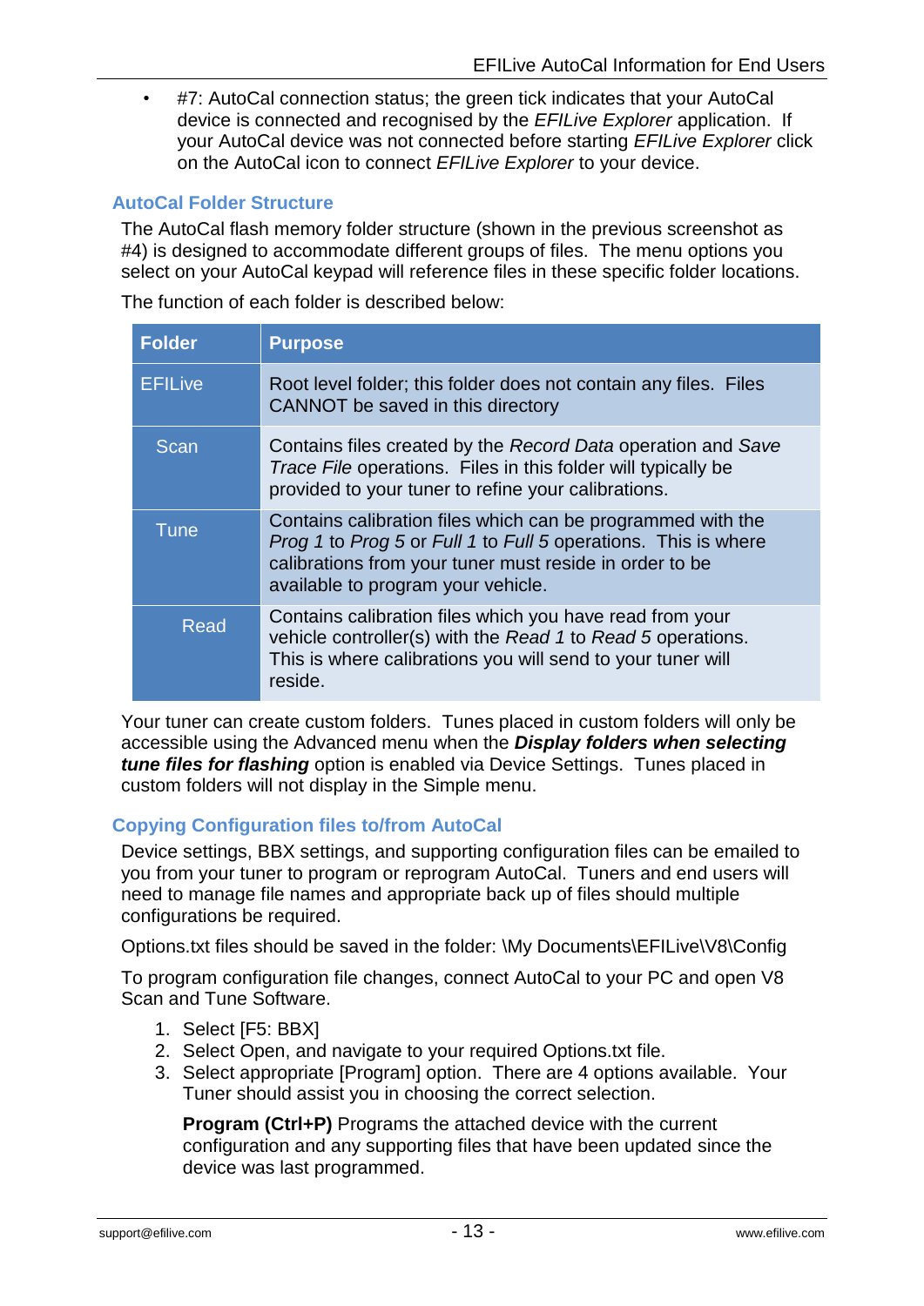- #7: AutoCal connection status; the green tick indicates that your AutoCal device is connected and recognised by the *EFILive Explorer* application. If your AutoCal device was not connected before starting *EFILive Explorer* click on the AutoCal icon to connect *EFILive Explorer* to your device.

### AutoCal Folder Structure

The AutoCal flash memory folder structure (shown in the previous screenshot as #4) is designed to accommodate different groups of files. The menu options you select on your AutoCal keypad will reference files in these specific folder locations.

The function of each folder is described below:

| Folder | Purpose |
|---|---|
| EFILive | Root level folder; this folder does not contain any files. Files CANNOT be saved in this directory |
| Scan | Contains files created by the *Record Data* operation and *Save Trace File* operations. Files in this folder will typically be provided to your tuner to refine your calibrations. |
| Tune | Contains calibration files which can be programmed with the *Prog 1* to *Prog 5* or *Full 1* to *Full 5* operations. This is where calibrations from your tuner must reside in order to be available to program your vehicle. |
| Read | Contains calibration files which you have read from your vehicle controller(s) with the *Read 1* to *Read 5* operations. This is where calibrations you will send to your tuner will reside. |

Your tuner can create custom folders. Tunes placed in custom folders will only be accessible using the Advanced menu when the ***Display folders when selecting tune files for flashing*** option is enabled via Device Settings. Tunes placed in custom folders will not display in the Simple menu.

### Copying Configuration files to/from AutoCal

Device settings, BBX settings, and supporting configuration files can be emailed to you from your tuner to program or reprogram AutoCal. Tuners and end users will need to manage file names and appropriate back up of files should multiple configurations be required.

Options.txt files should be saved in the folder: \My Documents\EFILive\V8\Config

To program configuration file changes, connect AutoCal to your PC and open V8 Scan and Tune Software.

1. Select [F5: BBX]
2. Select Open, and navigate to your required Options.txt file.
3. Select appropriate [Program] option. There are 4 options available. Your Tuner should assist you in choosing the correct selection.

   **Program (Ctrl+P)** Programs the attached device with the current configuration and any supporting files that have been updated since the device was last programmed.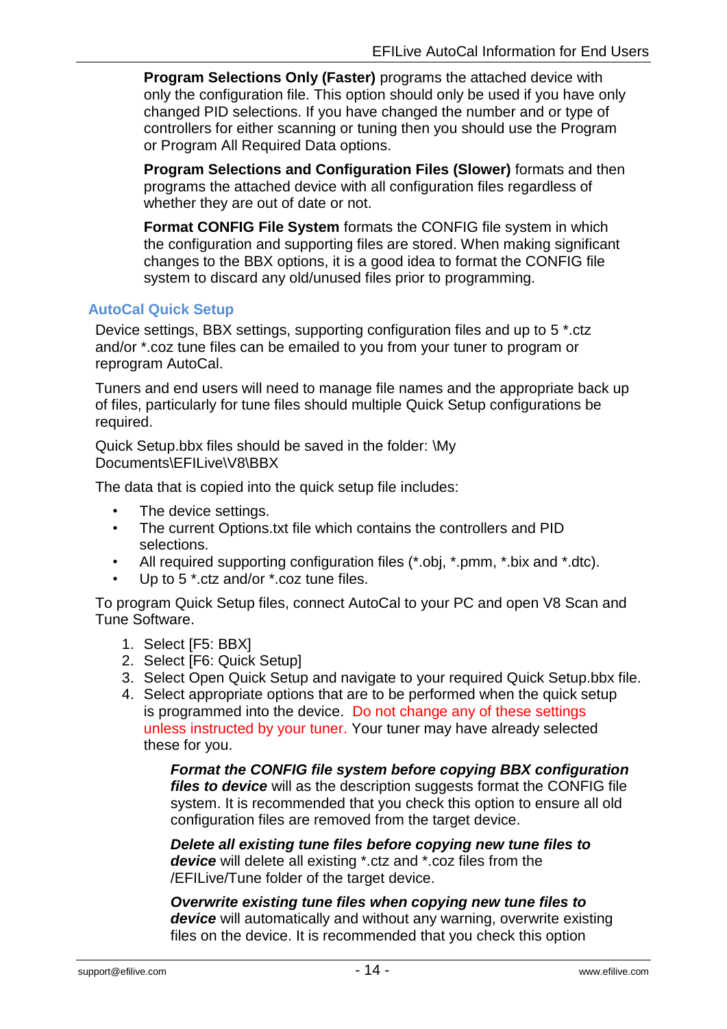**Program Selections Only (Faster)** programs the attached device with only the configuration file. This option should only be used if you have only changed PID selections. If you have changed the number and or type of controllers for either scanning or tuning then you should use the Program or Program All Required Data options.

**Program Selections and Configuration Files (Slower)** formats and then programs the attached device with all configuration files regardless of whether they are out of date or not.

**Format CONFIG File System** formats the CONFIG file system in which the configuration and supporting files are stored. When making significant changes to the BBX options, it is a good idea to format the CONFIG file system to discard any old/unused files prior to programming.

### AutoCal Quick Setup

Device settings, BBX settings, supporting configuration files and up to 5 *.ctz and/or *.coz tune files can be emailed to you from your tuner to program or reprogram AutoCal.

Tuners and end users will need to manage file names and the appropriate back up of files, particularly for tune files should multiple Quick Setup configurations be required.

Quick Setup.bbx files should be saved in the folder: \My Documents\EFILive\V8\BBX

The data that is copied into the quick setup file includes:

- The device settings.
- The current Options.txt file which contains the controllers and PID selections.
- All required supporting configuration files (*.obj, *.pmm, *.bix and *.dtc).
- Up to 5 *.ctz and/or *.coz tune files.

To program Quick Setup files, connect AutoCal to your PC and open V8 Scan and Tune Software.

1. Select [F5: BBX]
2. Select [F6: Quick Setup]
3. Select Open Quick Setup and navigate to your required Quick Setup.bbx file.
4. Select appropriate options that are to be performed when the quick setup is programmed into the device. Do not change any of these settings unless instructed by your tuner. Your tuner may have already selected these for you.

    ***Format the CONFIG file system before copying BBX configuration files to device*** will as the description suggests format the CONFIG file system. It is recommended that you check this option to ensure all old configuration files are removed from the target device.

    ***Delete all existing tune files before copying new tune files to device*** will delete all existing *.ctz and *.coz files from the /EFILive/Tune folder of the target device.

    ***Overwrite existing tune files when copying new tune files to device*** will automatically and without any warning, overwrite existing files on the device. It is recommended that you check this option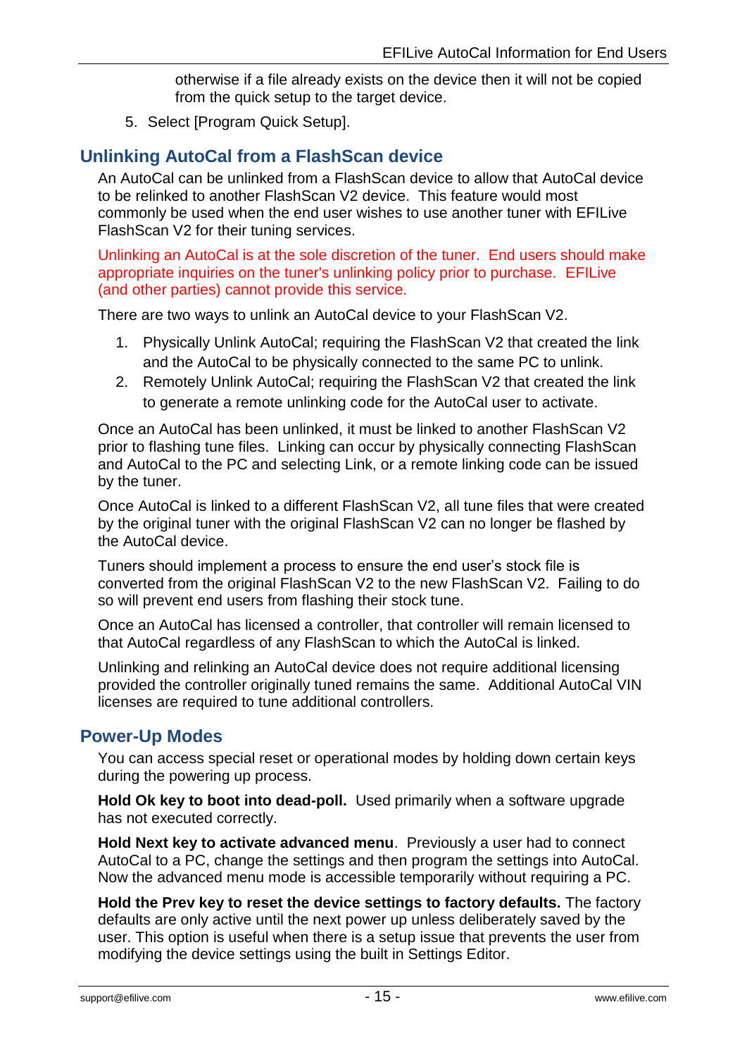otherwise if a file already exists on the device then it will not be copied from the quick setup to the target device.

5. Select [Program Quick Setup].

## Unlinking AutoCal from a FlashScan device

An AutoCal can be unlinked from a FlashScan device to allow that AutoCal device to be relinked to another FlashScan V2 device. This feature would most commonly be used when the end user wishes to use another tuner with EFILive FlashScan V2 for their tuning services.

Unlinking an AutoCal is at the sole discretion of the tuner. End users should make appropriate inquiries on the tuner's unlinking policy prior to purchase. EFILive (and other parties) cannot provide this service.

There are two ways to unlink an AutoCal device to your FlashScan V2.

1. Physically Unlink AutoCal; requiring the FlashScan V2 that created the link and the AutoCal to be physically connected to the same PC to unlink.
2. Remotely Unlink AutoCal; requiring the FlashScan V2 that created the link to generate a remote unlinking code for the AutoCal user to activate.

Once an AutoCal has been unlinked, it must be linked to another FlashScan V2 prior to flashing tune files. Linking can occur by physically connecting FlashScan and AutoCal to the PC and selecting Link, or a remote linking code can be issued by the tuner.

Once AutoCal is linked to a different FlashScan V2, all tune files that were created by the original tuner with the original FlashScan V2 can no longer be flashed by the AutoCal device.

Tuners should implement a process to ensure the end user's stock file is converted from the original FlashScan V2 to the new FlashScan V2. Failing to do so will prevent end users from flashing their stock tune.

Once an AutoCal has licensed a controller, that controller will remain licensed to that AutoCal regardless of any FlashScan to which the AutoCal is linked.

Unlinking and relinking an AutoCal device does not require additional licensing provided the controller originally tuned remains the same. Additional AutoCal VIN licenses are required to tune additional controllers.

## Power-Up Modes

You can access special reset or operational modes by holding down certain keys during the powering up process.

**Hold Ok key to boot into dead-poll.** Used primarily when a software upgrade has not executed correctly.

**Hold Next key to activate advanced menu**. Previously a user had to connect AutoCal to a PC, change the settings and then program the settings into AutoCal. Now the advanced menu mode is accessible temporarily without requiring a PC.

**Hold the Prev key to reset the device settings to factory defaults.** The factory defaults are only active until the next power up unless deliberately saved by the user. This option is useful when there is a setup issue that prevents the user from modifying the device settings using the built in Settings Editor.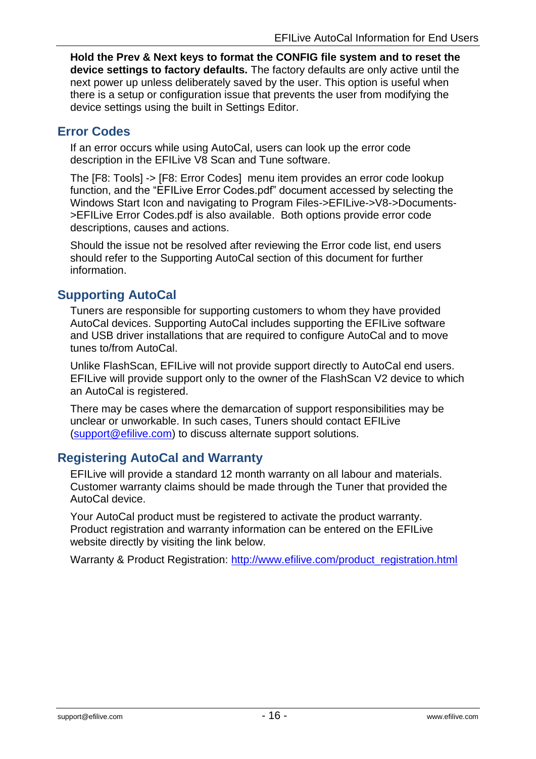**Hold the Prev & Next keys to format the CONFIG file system and to reset the device settings to factory defaults.** The factory defaults are only active until the next power up unless deliberately saved by the user. This option is useful when there is a setup or configuration issue that prevents the user from modifying the device settings using the built in Settings Editor.

## Error Codes

If an error occurs while using AutoCal, users can look up the error code description in the EFILive V8 Scan and Tune software.

The [F8: Tools] -> [F8: Error Codes] menu item provides an error code lookup function, and the "EFILive Error Codes.pdf" document accessed by selecting the Windows Start Icon and navigating to Program Files->EFILive->V8->Documents->EFILive Error Codes.pdf is also available. Both options provide error code descriptions, causes and actions.

Should the issue not be resolved after reviewing the Error code list, end users should refer to the Supporting AutoCal section of this document for further information.

## Supporting AutoCal

Tuners are responsible for supporting customers to whom they have provided AutoCal devices. Supporting AutoCal includes supporting the EFILive software and USB driver installations that are required to configure AutoCal and to move tunes to/from AutoCal.

Unlike FlashScan, EFILive will not provide support directly to AutoCal end users. EFILive will provide support only to the owner of the FlashScan V2 device to which an AutoCal is registered.

There may be cases where the demarcation of support responsibilities may be unclear or unworkable. In such cases, Tuners should contact EFILive (support@efilive.com) to discuss alternate support solutions.

## Registering AutoCal and Warranty

EFILive will provide a standard 12 month warranty on all labour and materials. Customer warranty claims should be made through the Tuner that provided the AutoCal device.

Your AutoCal product must be registered to activate the product warranty. Product registration and warranty information can be entered on the EFILive website directly by visiting the link below.

Warranty & Product Registration: http://www.efilive.com/product_registration.html